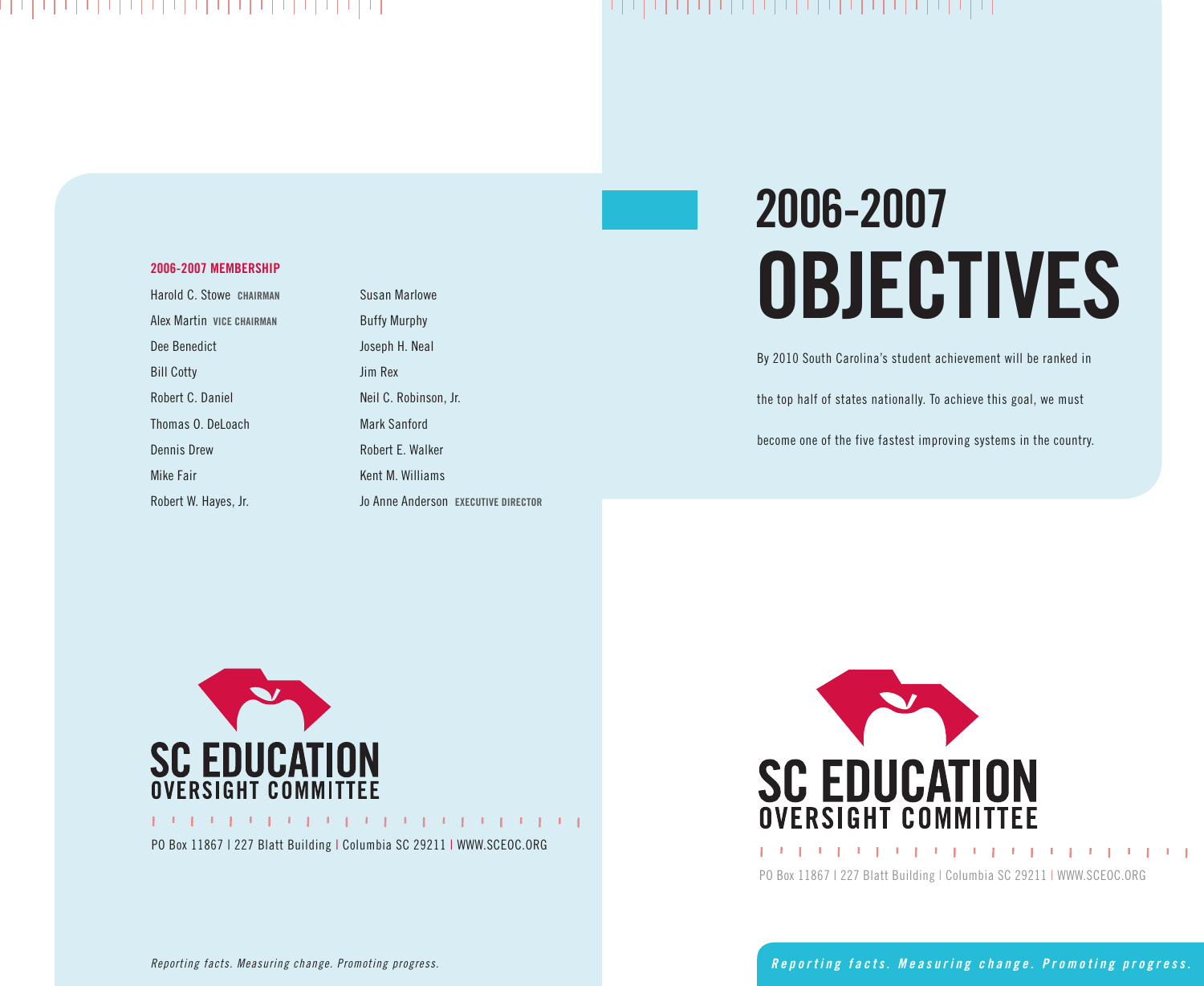# 2006-2007 OBJECTIVES

By 2010 South Carolina's student achievement will be ranked in the top half of states nationally. To achieve this goal, we must become one of the five fastest improving systems in the country.

**2006-2007 MEMBERSHIP**

- Harold C. Stowe **CHAIRMAN**
- Alex Martin **VICE CHAIRMAN**
- Dee Benedict
- Bill Cotty
- Robert C. Daniel
- Thomas O. DeLoach
- Dennis Drew
- Mike Fair
- Robert W. Hayes, Jr.
- Susan Marlowe
- Buffy Murphy
- Joseph H. Neal
- Jim Rex
- Neil C. Robinson, Jr.
- Mark Sanford
- Robert E. Walker
- Kent M. Williams
- Jo Anne Anderson **EXECUTIVE DIRECTOR**

SC EDUCATION OVERSIGHT COMMITTEE

PO Box 11867 | 227 Blatt Building | Columbia SC 29211 | WWW.SCEOC.ORG

*Reporting facts. Measuring change. Promoting progress.*

SC EDUCATION OVERSIGHT COMMITTEE

PO Box 11867 | 227 Blatt Building | Columbia SC 29211 | WWW.SCEOC.ORG

***Reporting facts. Measuring change. Promoting progress.***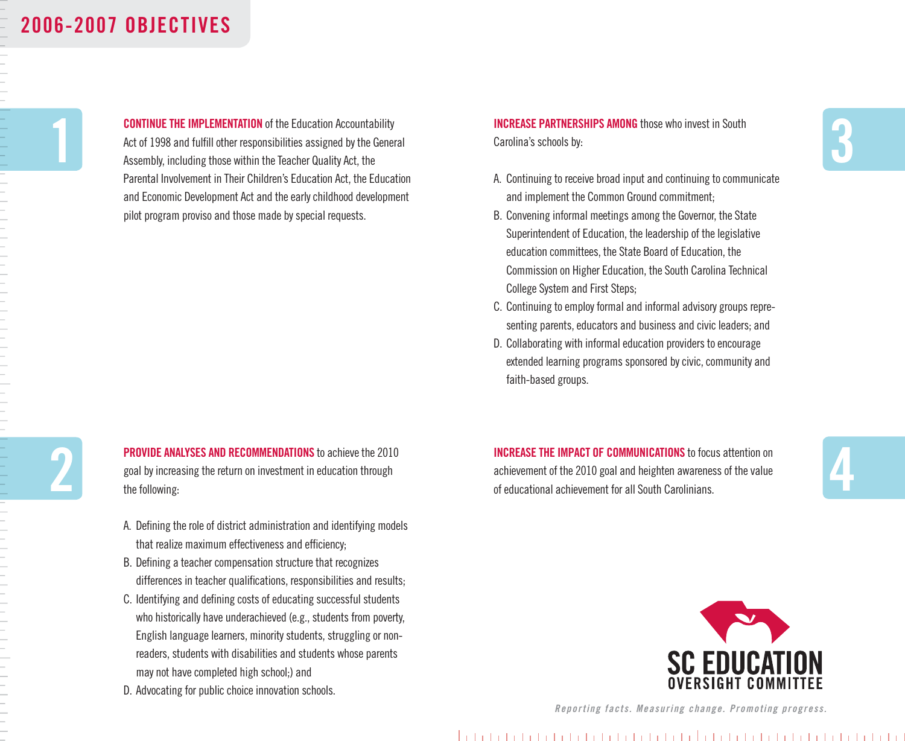# 2006-2007 OBJECTIVES

## 1

**CONTINUE THE IMPLEMENTATION** of the Education Accountability Act of 1998 and fulfill other responsibilities assigned by the General Assembly, including those within the Teacher Quality Act, the Parental Involvement in Their Children's Education Act, the Education and Economic Development Act and the early childhood development pilot program proviso and those made by special requests.

## 2

**PROVIDE ANALYSES AND RECOMMENDATIONS** to achieve the 2010 goal by increasing the return on investment in education through the following:

A. Defining the role of district administration and identifying models that realize maximum effectiveness and efficiency;
B. Defining a teacher compensation structure that recognizes differences in teacher qualifications, responsibilities and results;
C. Identifying and defining costs of educating successful students who historically have underachieved (e.g., students from poverty, English language learners, minority students, struggling or non-readers, students with disabilities and students whose parents may not have completed high school;) and
D. Advocating for public choice innovation schools.

## 3

**INCREASE PARTNERSHIPS AMONG** those who invest in South Carolina's schools by:

A. Continuing to receive broad input and continuing to communicate and implement the Common Ground commitment;
B. Convening informal meetings among the Governor, the State Superintendent of Education, the leadership of the legislative education committees, the State Board of Education, the Commission on Higher Education, the South Carolina Technical College System and First Steps;
C. Continuing to employ formal and informal advisory groups representing parents, educators and business and civic leaders; and
D. Collaborating with informal education providers to encourage extended learning programs sponsored by civic, community and faith-based groups.

## 4

**INCREASE THE IMPACT OF COMMUNICATIONS** to focus attention on achievement of the 2010 goal and heighten awareness of the value of educational achievement for all South Carolinians.

SC EDUCATION OVERSIGHT COMMITTEE

*Reporting facts. Measuring change. Promoting progress.*